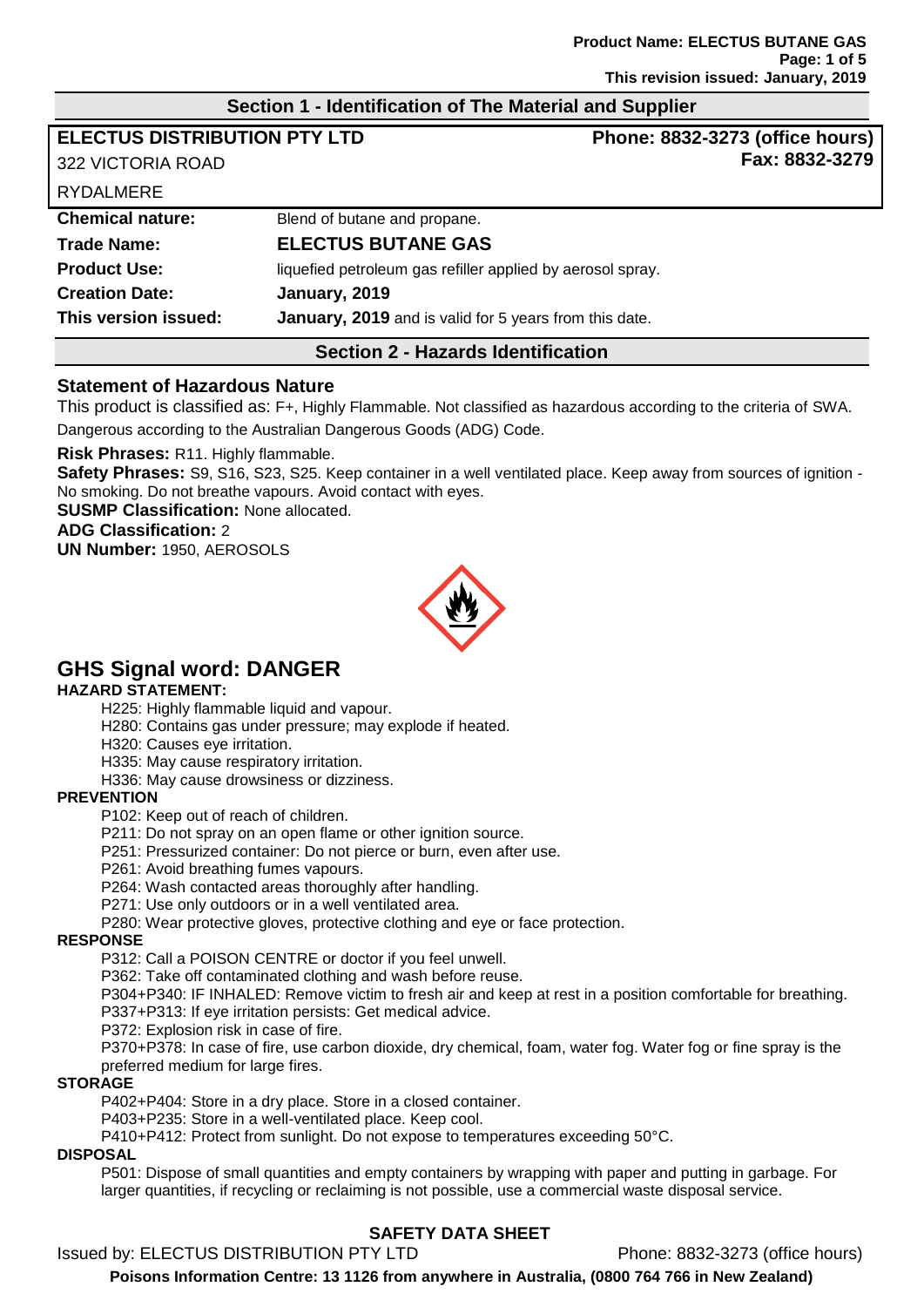## Section 1 - Identification of The Material and Supplier

**ELECTUS DISTRIBUTION PTY LTD**
322 VICTORIA ROAD
RYDALMERE

**Phone: 8832-3273 (office hours)**
**Fax: 8832-3279**

| | |
|---|---|
| **Chemical nature:** | Blend of butane and propane. |
| **Trade Name:** | **ELECTUS BUTANE GAS** |
| **Product Use:** | liquefied petroleum gas refiller applied by aerosol spray. |
| **Creation Date:** | **January, 2019** |
| **This version issued:** | **January, 2019** and is valid for 5 years from this date. |

## Section 2 - Hazards Identification

### Statement of Hazardous Nature

This product is classified as: F+, Highly Flammable. Not classified as hazardous according to the criteria of SWA.
Dangerous according to the Australian Dangerous Goods (ADG) Code.

**Risk Phrases:** R11. Highly flammable.
**Safety Phrases:** S9, S16, S23, S25. Keep container in a well ventilated place. Keep away from sources of ignition - No smoking. Do not breathe vapours. Avoid contact with eyes.
**SUSMP Classification:** None allocated.
**ADG Classification:** 2
**UN Number:** 1950, AEROSOLS

# GHS Signal word: DANGER

**HAZARD STATEMENT:**

H225: Highly flammable liquid and vapour.
H280: Contains gas under pressure; may explode if heated.
H320: Causes eye irritation.
H335: May cause respiratory irritation.
H336: May cause drowsiness or dizziness.

**PREVENTION**

P102: Keep out of reach of children.
P211: Do not spray on an open flame or other ignition source.
P251: Pressurized container: Do not pierce or burn, even after use.
P261: Avoid breathing fumes vapours.
P264: Wash contacted areas thoroughly after handling.
P271: Use only outdoors or in a well ventilated area.
P280: Wear protective gloves, protective clothing and eye or face protection.

**RESPONSE**

P312: Call a POISON CENTRE or doctor if you feel unwell.
P362: Take off contaminated clothing and wash before reuse.
P304+P340: IF INHALED: Remove victim to fresh air and keep at rest in a position comfortable for breathing.
P337+P313: If eye irritation persists: Get medical advice.
P372: Explosion risk in case of fire.
P370+P378: In case of fire, use carbon dioxide, dry chemical, foam, water fog. Water fog or fine spray is the preferred medium for large fires.

**STORAGE**

P402+P404: Store in a dry place. Store in a closed container.
P403+P235: Store in a well-ventilated place. Keep cool.
P410+P412: Protect from sunlight. Do not expose to temperatures exceeding 50°C.

**DISPOSAL**

P501: Dispose of small quantities and empty containers by wrapping with paper and putting in garbage. For larger quantities, if recycling or reclaiming is not possible, use a commercial waste disposal service.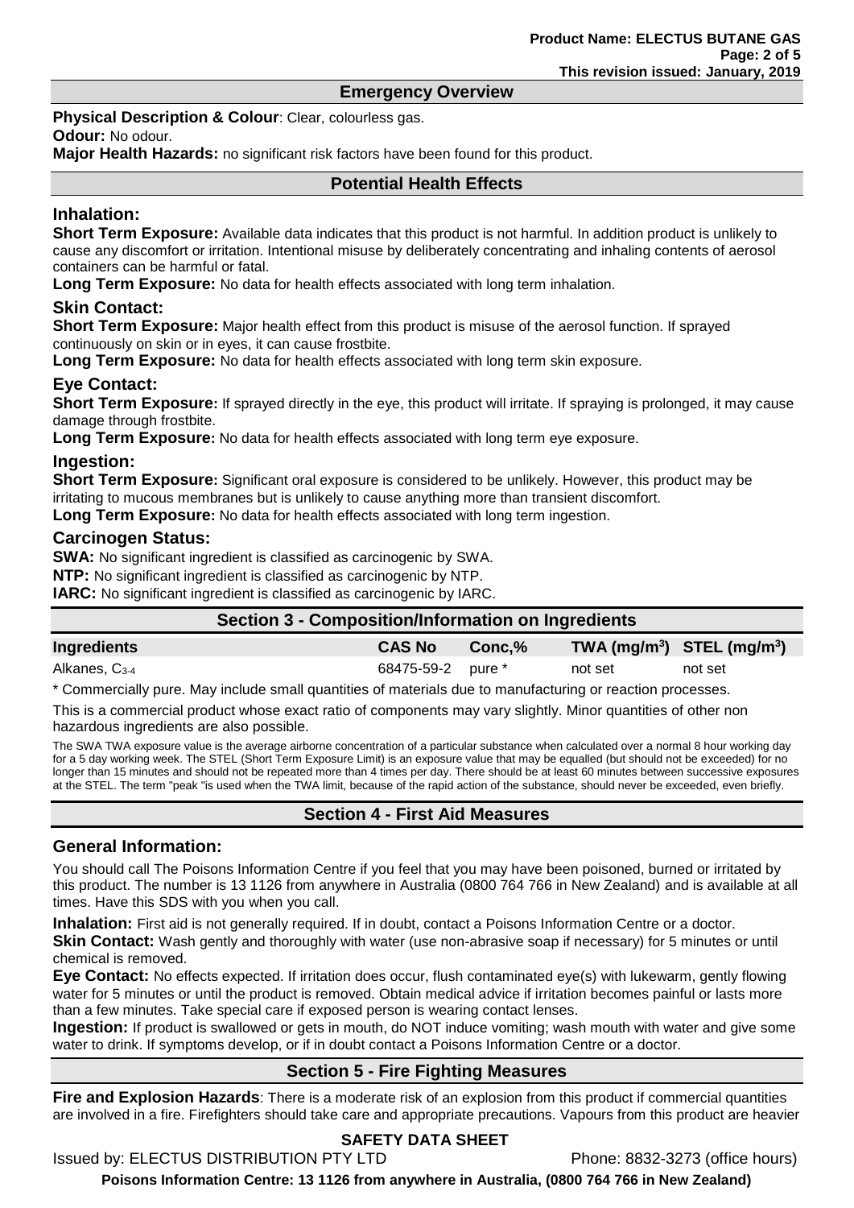## Emergency Overview

**Physical Description & Colour**: Clear, colourless gas.

**Odour:** No odour.

**Major Health Hazards:** no significant risk factors have been found for this product.

## Potential Health Effects

### Inhalation:

**Short Term Exposure:** Available data indicates that this product is not harmful. In addition product is unlikely to cause any discomfort or irritation. Intentional misuse by deliberately concentrating and inhaling contents of aerosol containers can be harmful or fatal.

**Long Term Exposure:** No data for health effects associated with long term inhalation.

### Skin Contact:

**Short Term Exposure:** Major health effect from this product is misuse of the aerosol function. If sprayed continuously on skin or in eyes, it can cause frostbite.

**Long Term Exposure:** No data for health effects associated with long term skin exposure.

### Eye Contact:

**Short Term Exposure:** If sprayed directly in the eye, this product will irritate. If spraying is prolonged, it may cause damage through frostbite.

**Long Term Exposure:** No data for health effects associated with long term eye exposure.

### Ingestion:

**Short Term Exposure:** Significant oral exposure is considered to be unlikely. However, this product may be irritating to mucous membranes but is unlikely to cause anything more than transient discomfort.

**Long Term Exposure:** No data for health effects associated with long term ingestion.

### Carcinogen Status:

**SWA:** No significant ingredient is classified as carcinogenic by SWA.

**NTP:** No significant ingredient is classified as carcinogenic by NTP.

**IARC:** No significant ingredient is classified as carcinogenic by IARC.

## Section 3 - Composition/Information on Ingredients

| Ingredients | CAS No | Conc,% | TWA ($mg/m^3$) | STEL ($mg/m^3$) |
|---|---|---|---|---|
| Alkanes, $C_{3-4}$ | 68475-59-2 | pure * | not set | not set |

\* Commercially pure. May include small quantities of materials due to manufacturing or reaction processes.

This is a commercial product whose exact ratio of components may vary slightly. Minor quantities of other non hazardous ingredients are also possible.

The SWA TWA exposure value is the average airborne concentration of a particular substance when calculated over a normal 8 hour working day for a 5 day working week. The STEL (Short Term Exposure Limit) is an exposure value that may be equalled (but should not be exceeded) for no longer than 15 minutes and should not be repeated more than 4 times per day. There should be at least 60 minutes between successive exposures at the STEL. The term "peak "is used when the TWA limit, because of the rapid action of the substance, should never be exceeded, even briefly.

## Section 4 - First Aid Measures

### General Information:

You should call The Poisons Information Centre if you feel that you may have been poisoned, burned or irritated by this product. The number is 13 1126 from anywhere in Australia (0800 764 766 in New Zealand) and is available at all times. Have this SDS with you when you call.

**Inhalation:** First aid is not generally required. If in doubt, contact a Poisons Information Centre or a doctor.

**Skin Contact:** Wash gently and thoroughly with water (use non-abrasive soap if necessary) for 5 minutes or until chemical is removed.

**Eye Contact:** No effects expected. If irritation does occur, flush contaminated eye(s) with lukewarm, gently flowing water for 5 minutes or until the product is removed. Obtain medical advice if irritation becomes painful or lasts more than a few minutes. Take special care if exposed person is wearing contact lenses.

**Ingestion:** If product is swallowed or gets in mouth, do NOT induce vomiting; wash mouth with water and give some water to drink. If symptoms develop, or if in doubt contact a Poisons Information Centre or a doctor.

## Section 5 - Fire Fighting Measures

**Fire and Explosion Hazards**: There is a moderate risk of an explosion from this product if commercial quantities are involved in a fire. Firefighters should take care and appropriate precautions. Vapours from this product are heavier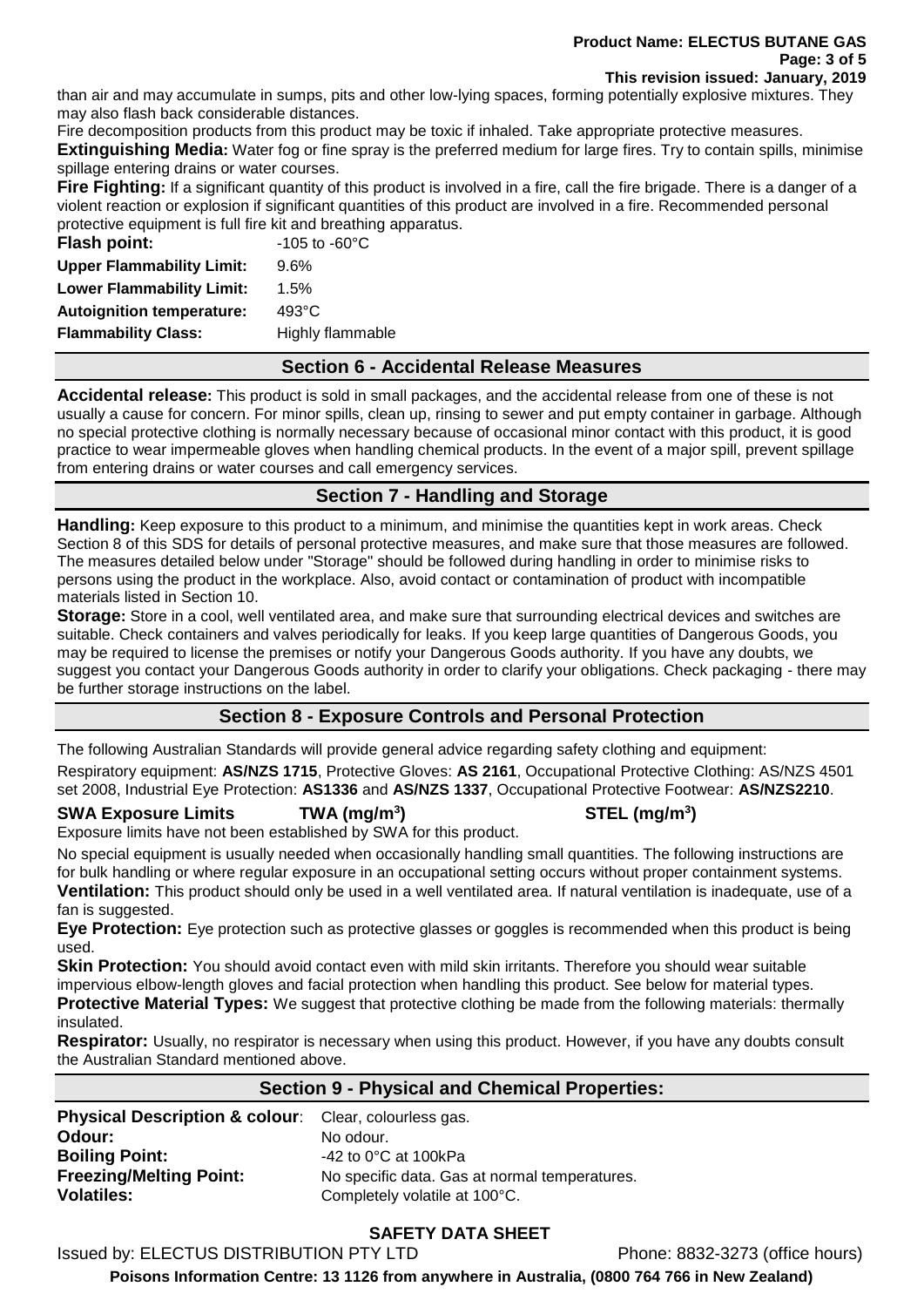than air and may accumulate in sumps, pits and other low-lying spaces, forming potentially explosive mixtures. They may also flash back considerable distances.

Fire decomposition products from this product may be toxic if inhaled. Take appropriate protective measures.

**Extinguishing Media:** Water fog or fine spray is the preferred medium for large fires. Try to contain spills, minimise spillage entering drains or water courses.

**Fire Fighting:** If a significant quantity of this product is involved in a fire, call the fire brigade. There is a danger of a violent reaction or explosion if significant quantities of this product are involved in a fire. Recommended personal protective equipment is full fire kit and breathing apparatus.

| | |
|---|---|
| **Flash point:** | -105 to -60°C |
| **Upper Flammability Limit:** | 9.6% |
| **Lower Flammability Limit:** | 1.5% |
| **Autoignition temperature:** | 493°C |
| **Flammability Class:** | Highly flammable |

## Section 6 - Accidental Release Measures

**Accidental release:** This product is sold in small packages, and the accidental release from one of these is not usually a cause for concern. For minor spills, clean up, rinsing to sewer and put empty container in garbage. Although no special protective clothing is normally necessary because of occasional minor contact with this product, it is good practice to wear impermeable gloves when handling chemical products. In the event of a major spill, prevent spillage from entering drains or water courses and call emergency services.

## Section 7 - Handling and Storage

**Handling:** Keep exposure to this product to a minimum, and minimise the quantities kept in work areas. Check Section 8 of this SDS for details of personal protective measures, and make sure that those measures are followed. The measures detailed below under "Storage" should be followed during handling in order to minimise risks to persons using the product in the workplace. Also, avoid contact or contamination of product with incompatible materials listed in Section 10.

**Storage:** Store in a cool, well ventilated area, and make sure that surrounding electrical devices and switches are suitable. Check containers and valves periodically for leaks. If you keep large quantities of Dangerous Goods, you may be required to license the premises or notify your Dangerous Goods authority. If you have any doubts, we suggest you contact your Dangerous Goods authority in order to clarify your obligations. Check packaging - there may be further storage instructions on the label.

## Section 8 - Exposure Controls and Personal Protection

The following Australian Standards will provide general advice regarding safety clothing and equipment:

Respiratory equipment: **AS/NZS 1715**, Protective Gloves: **AS 2161**, Occupational Protective Clothing: AS/NZS 4501 set 2008, Industrial Eye Protection: **AS1336** and **AS/NZS 1337**, Occupational Protective Footwear: **AS/NZS2210**.

| **SWA Exposure Limits** | **TWA ($mg/m^3$)** | **STEL ($mg/m^3$)** |
|---|---|---|

Exposure limits have not been established by SWA for this product.

No special equipment is usually needed when occasionally handling small quantities. The following instructions are for bulk handling or where regular exposure in an occupational setting occurs without proper containment systems.

**Ventilation:** This product should only be used in a well ventilated area. If natural ventilation is inadequate, use of a fan is suggested.

**Eye Protection:** Eye protection such as protective glasses or goggles is recommended when this product is being used.

**Skin Protection:** You should avoid contact even with mild skin irritants. Therefore you should wear suitable impervious elbow-length gloves and facial protection when handling this product. See below for material types.

**Protective Material Types:** We suggest that protective clothing be made from the following materials: thermally insulated.

**Respirator:** Usually, no respirator is necessary when using this product. However, if you have any doubts consult the Australian Standard mentioned above.

## Section 9 - Physical and Chemical Properties:

| | |
|---|---|
| **Physical Description & colour**: | Clear, colourless gas. |
| **Odour:** | No odour. |
| **Boiling Point:** | -42 to 0°C at 100kPa |
| **Freezing/Melting Point:** | No specific data. Gas at normal temperatures. |
| **Volatiles:** | Completely volatile at 100°C. |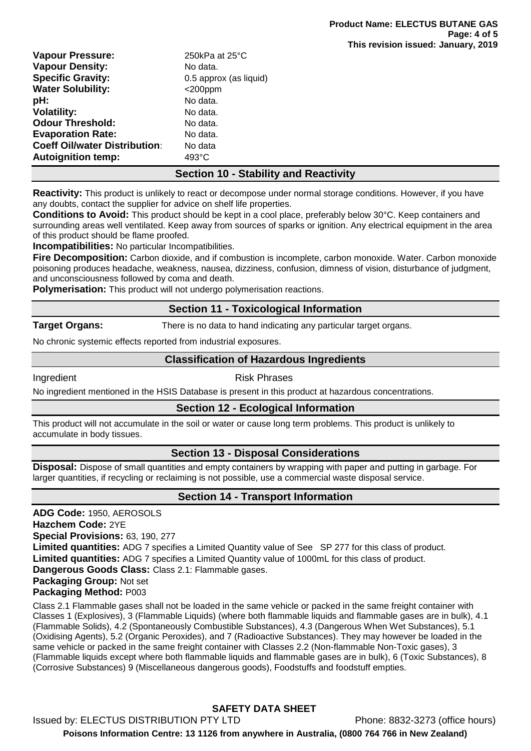| | |
|---|---|
| **Vapour Pressure:** | 250kPa at 25°C |
| **Vapour Density:** | No data. |
| **Specific Gravity:** | 0.5 approx (as liquid) |
| **Water Solubility:** | <200ppm |
| **pH:** | No data. |
| **Volatility:** | No data. |
| **Odour Threshold:** | No data. |
| **Evaporation Rate:** | No data. |
| **Coeff Oil/water Distribution:** | No data |
| **Autoignition temp:** | 493°C |

## Section 10 - Stability and Reactivity

**Reactivity:** This product is unlikely to react or decompose under normal storage conditions. However, if you have any doubts, contact the supplier for advice on shelf life properties.

**Conditions to Avoid:** This product should be kept in a cool place, preferably below 30°C. Keep containers and surrounding areas well ventilated. Keep away from sources of sparks or ignition. Any electrical equipment in the area of this product should be flame proofed.

**Incompatibilities:** No particular Incompatibilities.

**Fire Decomposition:** Carbon dioxide, and if combustion is incomplete, carbon monoxide. Water. Carbon monoxide poisoning produces headache, weakness, nausea, dizziness, confusion, dimness of vision, disturbance of judgment, and unconsciousness followed by coma and death.

**Polymerisation:** This product will not undergo polymerisation reactions.

## Section 11 - Toxicological Information

**Target Organs:** There is no data to hand indicating any particular target organs.

No chronic systemic effects reported from industrial exposures.

## Classification of Hazardous Ingredients

| Ingredient | Risk Phrases |
|---|---|

No ingredient mentioned in the HSIS Database is present in this product at hazardous concentrations.

## Section 12 - Ecological Information

This product will not accumulate in the soil or water or cause long term problems. This product is unlikely to accumulate in body tissues.

## Section 13 - Disposal Considerations

**Disposal:** Dispose of small quantities and empty containers by wrapping with paper and putting in garbage. For larger quantities, if recycling or reclaiming is not possible, use a commercial waste disposal service.

## Section 14 - Transport Information

**ADG Code:** 1950, AEROSOLS
**Hazchem Code:** 2YE
**Special Provisions:** 63, 190, 277
**Limited quantities:** ADG 7 specifies a Limited Quantity value of See SP 277 for this class of product.
**Limited quantities:** ADG 7 specifies a Limited Quantity value of 1000mL for this class of product.
**Dangerous Goods Class:** Class 2.1: Flammable gases.
**Packaging Group:** Not set
**Packaging Method:** P003

Class 2.1 Flammable gases shall not be loaded in the same vehicle or packed in the same freight container with Classes 1 (Explosives), 3 (Flammable Liquids) (where both flammable liquids and flammable gases are in bulk), 4.1 (Flammable Solids), 4.2 (Spontaneously Combustible Substances), 4.3 (Dangerous When Wet Substances), 5.1 (Oxidising Agents), 5.2 (Organic Peroxides), and 7 (Radioactive Substances). They may however be loaded in the same vehicle or packed in the same freight container with Classes 2.2 (Non-flammable Non-Toxic gases), 3 (Flammable liquids except where both flammable liquids and flammable gases are in bulk), 6 (Toxic Substances), 8 (Corrosive Substances) 9 (Miscellaneous dangerous goods), Foodstuffs and foodstuff empties.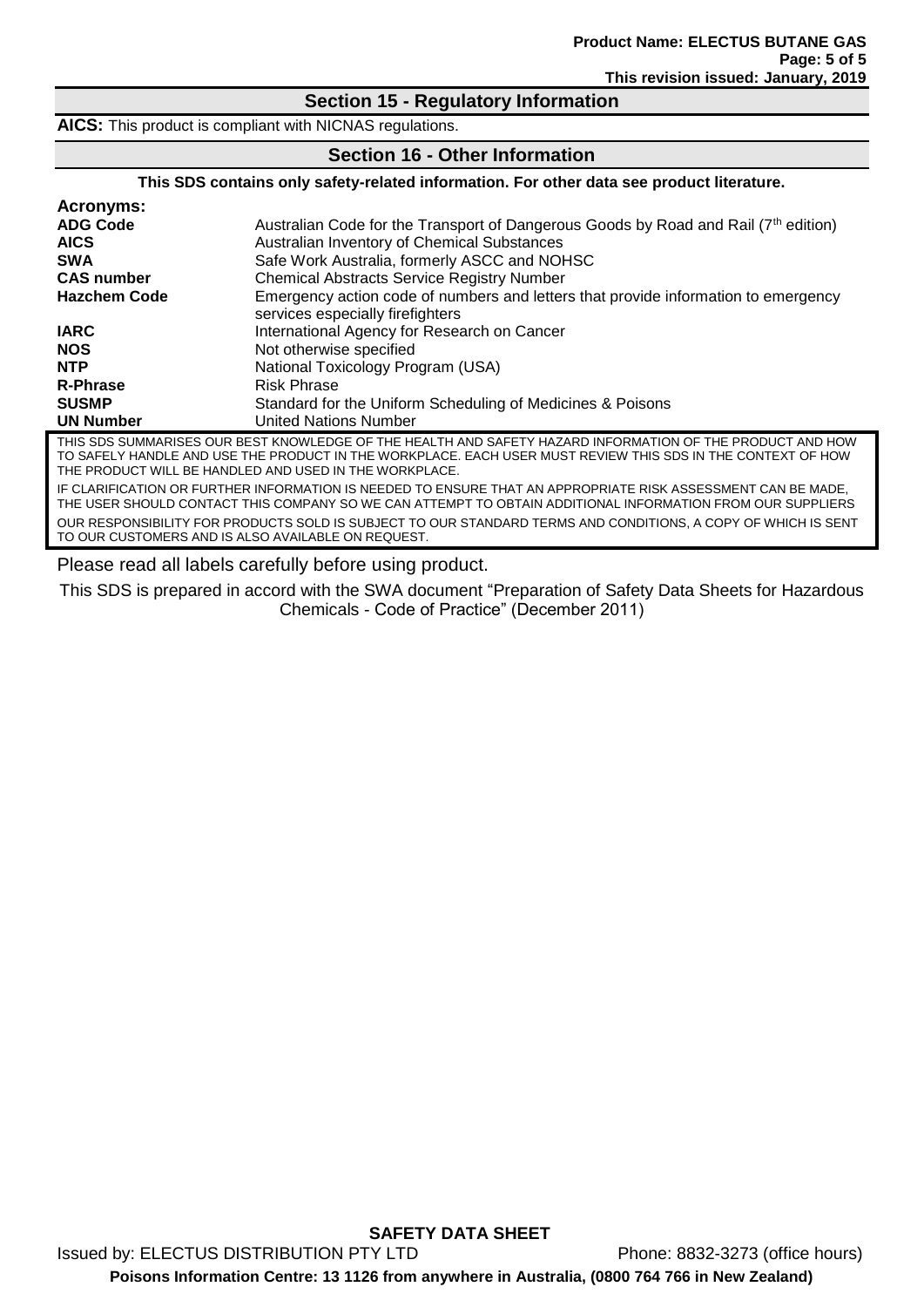## Section 15 - Regulatory Information

**AICS:** This product is compliant with NICNAS regulations.

## Section 16 - Other Information

**This SDS contains only safety-related information. For other data see product literature.**

**Acronyms:**

| | |
|---|---|
| **ADG Code** | Australian Code for the Transport of Dangerous Goods by Road and Rail (7th edition) |
| **AICS** | Australian Inventory of Chemical Substances |
| **SWA** | Safe Work Australia, formerly ASCC and NOHSC |
| **CAS number** | Chemical Abstracts Service Registry Number |
| **Hazchem Code** | Emergency action code of numbers and letters that provide information to emergency services especially firefighters |
| **IARC** | International Agency for Research on Cancer |
| **NOS** | Not otherwise specified |
| **NTP** | National Toxicology Program (USA) |
| **R-Phrase** | Risk Phrase |
| **SUSMP** | Standard for the Uniform Scheduling of Medicines & Poisons |
| **UN Number** | United Nations Number |

THIS SDS SUMMARISES OUR BEST KNOWLEDGE OF THE HEALTH AND SAFETY HAZARD INFORMATION OF THE PRODUCT AND HOW TO SAFELY HANDLE AND USE THE PRODUCT IN THE WORKPLACE. EACH USER MUST REVIEW THIS SDS IN THE CONTEXT OF HOW THE PRODUCT WILL BE HANDLED AND USED IN THE WORKPLACE.

IF CLARIFICATION OR FURTHER INFORMATION IS NEEDED TO ENSURE THAT AN APPROPRIATE RISK ASSESSMENT CAN BE MADE, THE USER SHOULD CONTACT THIS COMPANY SO WE CAN ATTEMPT TO OBTAIN ADDITIONAL INFORMATION FROM OUR SUPPLIERS

OUR RESPONSIBILITY FOR PRODUCTS SOLD IS SUBJECT TO OUR STANDARD TERMS AND CONDITIONS, A COPY OF WHICH IS SENT TO OUR CUSTOMERS AND IS ALSO AVAILABLE ON REQUEST.

Please read all labels carefully before using product.

This SDS is prepared in accord with the SWA document "Preparation of Safety Data Sheets for Hazardous Chemicals - Code of Practice" (December 2011)